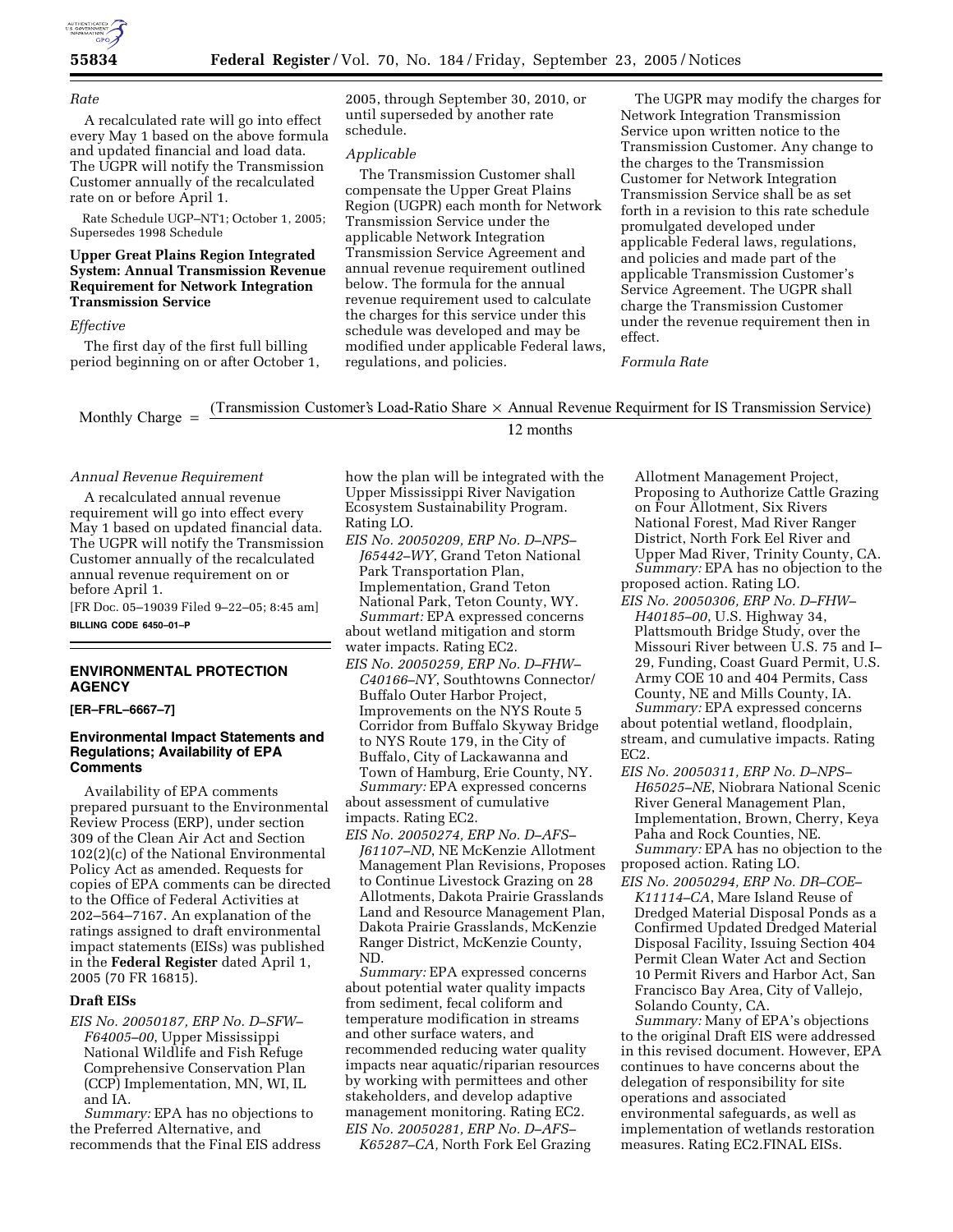*Rate*

A recalculated rate will go into effect every May 1 based on the above formula and updated financial and load data. The UGPR will notify the Transmission Customer annually of the recalculated rate on or before April 1.

Rate Schedule UGP–NT1; October 1, 2005; Supersedes 1998 Schedule

**Upper Great Plains Region Integrated System: Annual Transmission Revenue Requirement for Network Integration Transmission Service**

*Effective*

The first day of the first full billing period beginning on or after October 1, 2005, through September 30, 2010, or until superseded by another rate schedule.

*Applicable*

The Transmission Customer shall compensate the Upper Great Plains Region (UGPR) each month for Network Transmission Service under the applicable Network Integration Transmission Service Agreement and annual revenue requirement outlined below. The formula for the annual revenue requirement used to calculate the charges for this service under this schedule was developed and may be modified under applicable Federal laws, regulations, and policies.

The UGPR may modify the charges for Network Integration Transmission Service upon written notice to the Transmission Customer. Any change to the charges to the Transmission Customer for Network Integration Transmission Service shall be as set forth in a revision to this rate schedule promulgated developed under applicable Federal laws, regulations, and policies and made part of the applicable Transmission Customer's Service Agreement. The UGPR shall charge the Transmission Customer under the revenue requirement then in effect.

*Formula Rate*

$$\text{Monthly Charge} = \frac{(\text{Transmission Customer's Load-Ratio Share} \times \text{Annual Revenue Requirment for IS Transmission Service})}{12 \text{ months}}$$

*Annual Revenue Requirement*

A recalculated annual revenue requirement will go into effect every May 1 based on updated financial data. The UGPR will notify the Transmission Customer annually of the recalculated annual revenue requirement on or before April 1.

[FR Doc. 05–19039 Filed 9–22–05; 8:45 am]

**BILLING CODE 6450–01–P**

## ENVIRONMENTAL PROTECTION AGENCY

**[ER–FRL–6667–7]**

### Environmental Impact Statements and Regulations; Availability of EPA Comments

Availability of EPA comments prepared pursuant to the Environmental Review Process (ERP), under section 309 of the Clean Air Act and Section 102(2)(c) of the National Environmental Policy Act as amended. Requests for copies of EPA comments can be directed to the Office of Federal Activities at 202–564–7167. An explanation of the ratings assigned to draft environmental impact statements (EISs) was published in the **Federal Register** dated April 1, 2005 (70 FR 16815).

### Draft EISs

*EIS No. 20050187, ERP No. D–SFW–F64005–00*, Upper Mississippi National Wildlife and Fish Refuge Comprehensive Conservation Plan (CCP) Implementation, MN, WI, IL and IA.

*Summary:* EPA has no objections to the Preferred Alternative, and recommends that the Final EIS address how the plan will be integrated with the Upper Mississippi River Navigation Ecosystem Sustainability Program. Rating LO.

*EIS No. 20050209, ERP No. D–NPS–J65442–WY*, Grand Teton National Park Transportation Plan, Implementation, Grand Teton National Park, Teton County, WY.

*Summart:* EPA expressed concerns about wetland mitigation and storm water impacts. Rating EC2.

*EIS No. 20050259, ERP No. D–FHW–C40166–NY*, Southtowns Connector/Buffalo Outer Harbor Project, Improvements on the NYS Route 5 Corridor from Buffalo Skyway Bridge to NYS Route 179, in the City of Buffalo, City of Lackawanna and Town of Hamburg, Erie County, NY.

*Summary:* EPA expressed concerns about assessment of cumulative impacts. Rating EC2.

*EIS No. 20050274, ERP No. D–AFS–J61107–ND*, NE McKenzie Allotment Management Plan Revisions, Proposes to Continue Livestock Grazing on 28 Allotments, Dakota Prairie Grasslands Land and Resource Management Plan, Dakota Prairie Grasslands, McKenzie Ranger District, McKenzie County, ND.

*Summary:* EPA expressed concerns about potential water quality impacts from sediment, fecal coliform and temperature modification in streams and other surface waters, and recommended reducing water quality impacts near aquatic/riparian resources by working with permittees and other stakeholders, and develop adaptive management monitoring. Rating EC2.

*EIS No. 20050281, ERP No. D–AFS–K65287–CA,* North Fork Eel Grazing Allotment Management Project, Proposing to Authorize Cattle Grazing on Four Allotment, Six Rivers National Forest, Mad River Ranger District, North Fork Eel River and Upper Mad River, Trinity County, CA.

*Summary:* EPA has no objection to the proposed action. Rating LO.

*EIS No. 20050306, ERP No. D–FHW–H40185–00*, U.S. Highway 34, Plattsmouth Bridge Study, over the Missouri River between U.S. 75 and I–29, Funding, Coast Guard Permit, U.S. Army COE 10 and 404 Permits, Cass County, NE and Mills County, IA.

*Summary:* EPA expressed concerns about potential wetland, floodplain, stream, and cumulative impacts. Rating EC2.

*EIS No. 20050311, ERP No. D–NPS–H65025–NE*, Niobrara National Scenic River General Management Plan, Implementation, Brown, Cherry, Keya Paha and Rock Counties, NE.

*Summary:* EPA has no objection to the proposed action. Rating LO.

*EIS No. 20050294, ERP No. DR–COE–K11114–CA*, Mare Island Reuse of Dredged Material Disposal Ponds as a Confirmed Updated Dredged Material Disposal Facility, Issuing Section 404 Permit Clean Water Act and Section 10 Permit Rivers and Harbor Act, San Francisco Bay Area, City of Vallejo, Solando County, CA.

*Summary:* Many of EPA's objections to the original Draft EIS were addressed in this revised document. However, EPA continues to have concerns about the delegation of responsibility for site operations and associated environmental safeguards, as well as implementation of wetlands restoration measures. Rating EC2.FINAL EISs.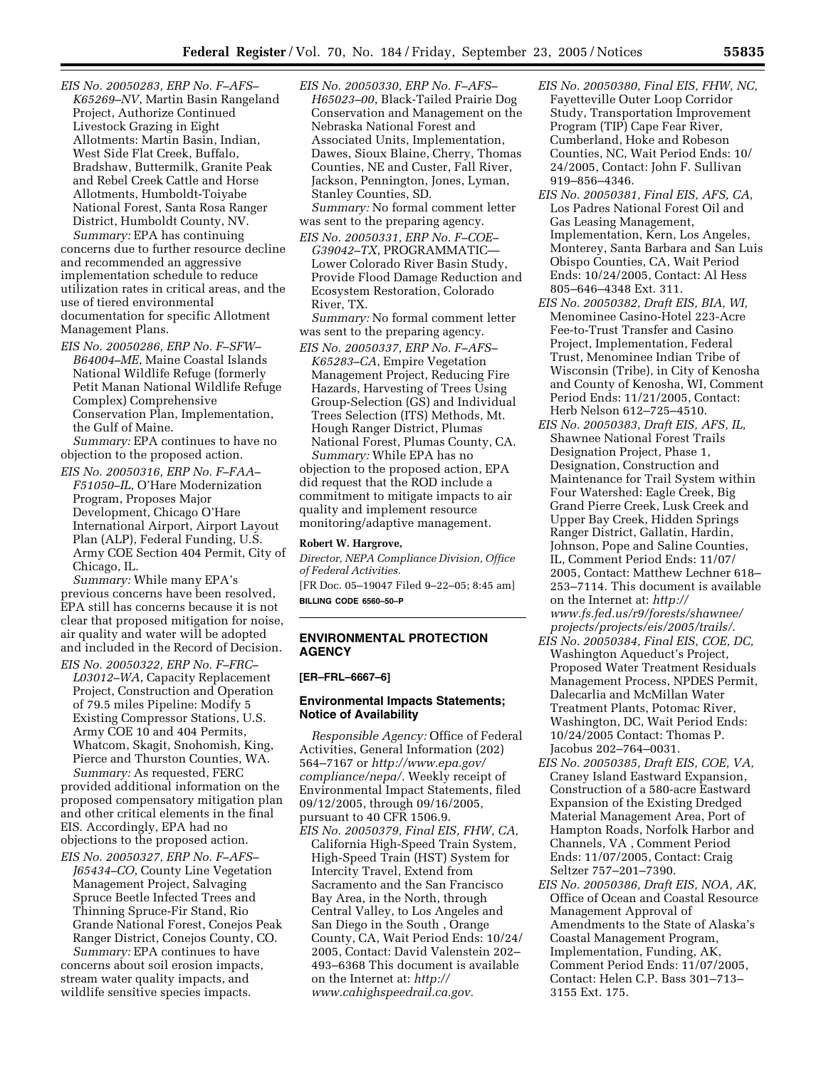*EIS No. 20050283, ERP No. F–AFS–K65269–NV*, Martin Basin Rangeland Project, Authorize Continued Livestock Grazing in Eight Allotments: Martin Basin, Indian, West Side Flat Creek, Buffalo, Bradshaw, Buttermilk, Granite Peak and Rebel Creek Cattle and Horse Allotments, Humboldt-Toiyabe National Forest, Santa Rosa Ranger District, Humboldt County, NV.

*Summary:* EPA has continuing concerns due to further resource decline and recommended an aggressive implementation schedule to reduce utilization rates in critical areas, and the use of tiered environmental documentation for specific Allotment Management Plans.

*EIS No. 20050286, ERP No. F–SFW–B64004–ME*, Maine Coastal Islands National Wildlife Refuge (formerly Petit Manan National Wildlife Refuge Complex) Comprehensive Conservation Plan, Implementation, the Gulf of Maine.

*Summary:* EPA continues to have no objection to the proposed action.

*EIS No. 20050316, ERP No. F–FAA–F51050–IL*, O'Hare Modernization Program, Proposes Major Development, Chicago O'Hare International Airport, Airport Layout Plan (ALP), Federal Funding, U.S. Army COE Section 404 Permit, City of Chicago, IL.

*Summary:* While many EPA's previous concerns have been resolved, EPA still has concerns because it is not clear that proposed mitigation for noise, air quality and water will be adopted and included in the Record of Decision.

*EIS No. 20050322, ERP No. F–FRC–L03012–WA*, Capacity Replacement Project, Construction and Operation of 79.5 miles Pipeline: Modify 5 Existing Compressor Stations, U.S. Army COE 10 and 404 Permits, Whatcom, Skagit, Snohomish, King, Pierce and Thurston Counties, WA.

*Summary:* As requested, FERC provided additional information on the proposed compensatory mitigation plan and other critical elements in the final EIS. Accordingly, EPA had no objections to the proposed action.

*EIS No. 20050327, ERP No. F–AFS–J65434–CO*, County Line Vegetation Management Project, Salvaging Spruce Beetle Infected Trees and Thinning Spruce-Fir Stand, Rio Grande National Forest, Conejos Peak Ranger District, Conejos County, CO.

*Summary:* EPA continues to have concerns about soil erosion impacts, stream water quality impacts, and wildlife sensitive species impacts.

*EIS No. 20050330, ERP No. F–AFS–H65023–00*, Black-Tailed Prairie Dog Conservation and Management on the Nebraska National Forest and Associated Units, Implementation, Dawes, Sioux Blaine, Cherry, Thomas Counties, NE and Custer, Fall River, Jackson, Pennington, Jones, Lyman, Stanley Counties, SD.

*Summary:* No formal comment letter was sent to the preparing agency.

*EIS No. 20050331, ERP No. F–COE–G39042–TX*, PROGRAMMATIC—Lower Colorado River Basin Study, Provide Flood Damage Reduction and Ecosystem Restoration, Colorado River, TX.

*Summary:* No formal comment letter was sent to the preparing agency.

*EIS No. 20050337, ERP No. F–AFS–K65283–CA*, Empire Vegetation Management Project, Reducing Fire Hazards, Harvesting of Trees Using Group-Selection (GS) and Individual Trees Selection (ITS) Methods, Mt. Hough Ranger District, Plumas National Forest, Plumas County, CA.

*Summary:* While EPA has no objection to the proposed action, EPA did request that the ROD include a commitment to mitigate impacts to air quality and implement resource monitoring/adaptive management.

**Robert W. Hargrove,**

*Director, NEPA Compliance Division, Office of Federal Activities.*

[FR Doc. 05–19047 Filed 9–22–05; 8:45 am]

**BILLING CODE 6560–50–P**

## ENVIRONMENTAL PROTECTION AGENCY

**[ER–FRL–6667–6]**

### Environmental Impacts Statements; Notice of Availability

*Responsible Agency:* Office of Federal Activities, General Information (202) 564–7167 or *http://www.epa.gov/compliance/nepa/.* Weekly receipt of Environmental Impact Statements, filed 09/12/2005, through 09/16/2005, pursuant to 40 CFR 1506.9.

*EIS No. 20050379, Final EIS, FHW, CA,* California High-Speed Train System, High-Speed Train (HST) System for Intercity Travel, Extend from Sacramento and the San Francisco Bay Area, in the North, through Central Valley, to Los Angeles and San Diego in the South , Orange County, CA, Wait Period Ends: 10/24/2005, Contact: David Valenstein 202–493–6368 This document is available on the Internet at: *http://www.cahighspeedrail.ca.gov.*

*EIS No. 20050380, Final EIS, FHW, NC,* Fayetteville Outer Loop Corridor Study, Transportation Improvement Program (TIP) Cape Fear River, Cumberland, Hoke and Robeson Counties, NC, Wait Period Ends: 10/24/2005, Contact: John F. Sullivan 919–856–4346.

*EIS No. 20050381, Final EIS, AFS, CA,* Los Padres National Forest Oil and Gas Leasing Management, Implementation, Kern, Los Angeles, Monterey, Santa Barbara and San Luis Obispo Counties, CA, Wait Period Ends: 10/24/2005, Contact: Al Hess 805–646–4348 Ext. 311.

*EIS No. 20050382, Draft EIS, BIA, WI,* Menominee Casino-Hotel 223-Acre Fee-to-Trust Transfer and Casino Project, Implementation, Federal Trust, Menominee Indian Tribe of Wisconsin (Tribe), in City of Kenosha and County of Kenosha, WI, Comment Period Ends: 11/21/2005, Contact: Herb Nelson 612–725–4510.

*EIS No. 20050383, Draft EIS, AFS, IL,* Shawnee National Forest Trails Designation Project, Phase 1, Designation, Construction and Maintenance for Trail System within Four Watershed: Eagle Creek, Big Grand Pierre Creek, Lusk Creek and Upper Bay Creek, Hidden Springs Ranger District, Gallatin, Hardin, Johnson, Pope and Saline Counties, IL, Comment Period Ends: 11/07/2005, Contact: Matthew Lechner 618–253–7114. This document is available on the Internet at: *http://www.fs.fed.us/r9/forests/shawnee/projects/projects/eis/2005/trails/.*

*EIS No. 20050384, Final EIS, COE, DC,* Washington Aqueduct's Project, Proposed Water Treatment Residuals Management Process, NPDES Permit, Dalecarlia and McMillan Water Treatment Plants, Potomac River, Washington, DC, Wait Period Ends: 10/24/2005 Contact: Thomas P. Jacobus 202–764–0031.

*EIS No. 20050385, Draft EIS, COE, VA,* Craney Island Eastward Expansion, Construction of a 580-acre Eastward Expansion of the Existing Dredged Material Management Area, Port of Hampton Roads, Norfolk Harbor and Channels, VA , Comment Period Ends: 11/07/2005, Contact: Craig Seltzer 757–201–7390.

*EIS No. 20050386, Draft EIS, NOA, AK,* Office of Ocean and Coastal Resource Management Approval of Amendments to the State of Alaska's Coastal Management Program, Implementation, Funding, AK, Comment Period Ends: 11/07/2005, Contact: Helen C.P. Bass 301–713–3155 Ext. 175.